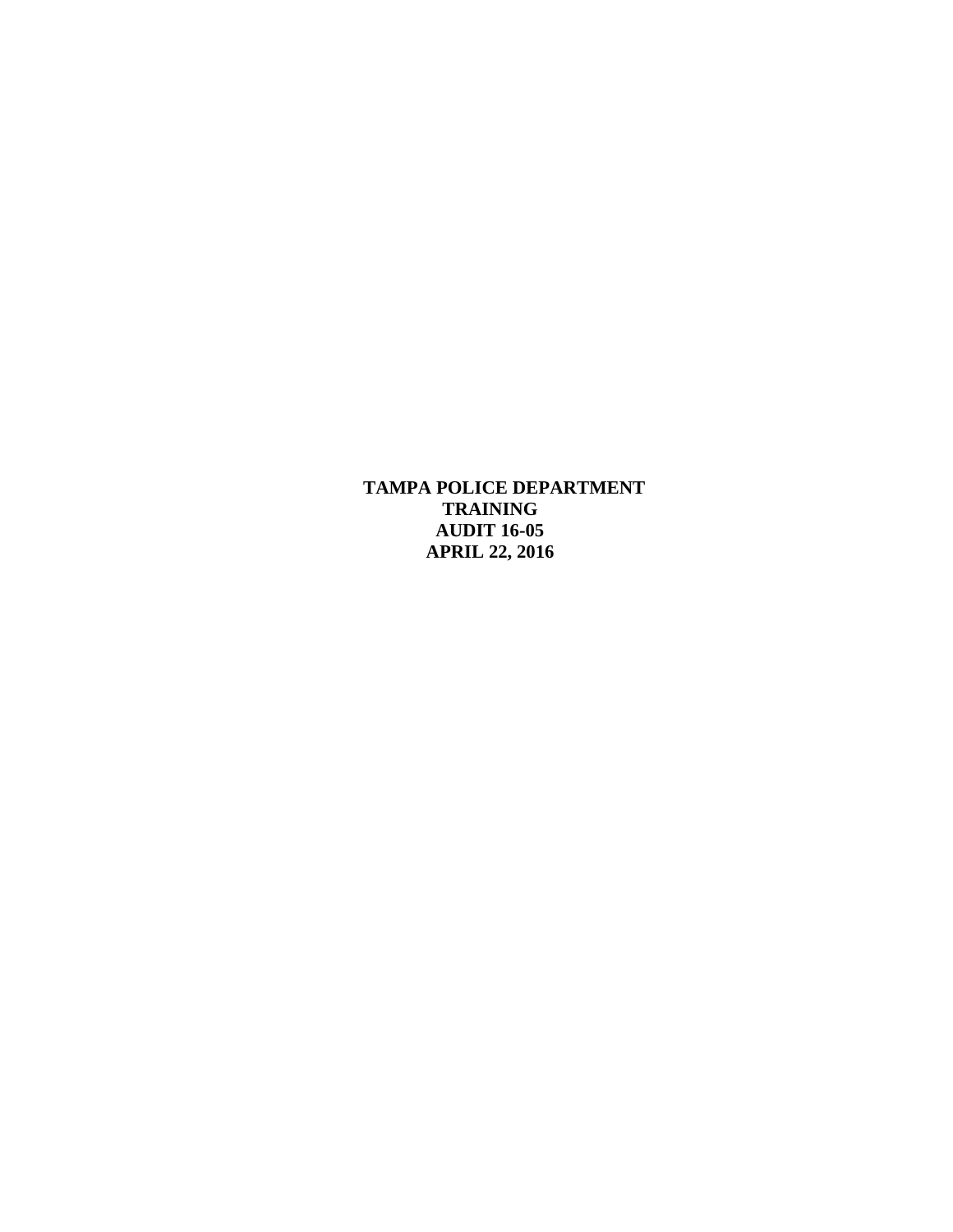**TAMPA POLICE DEPARTMENT**
**TRAINING**
**AUDIT 16-05**
**APRIL 22, 2016**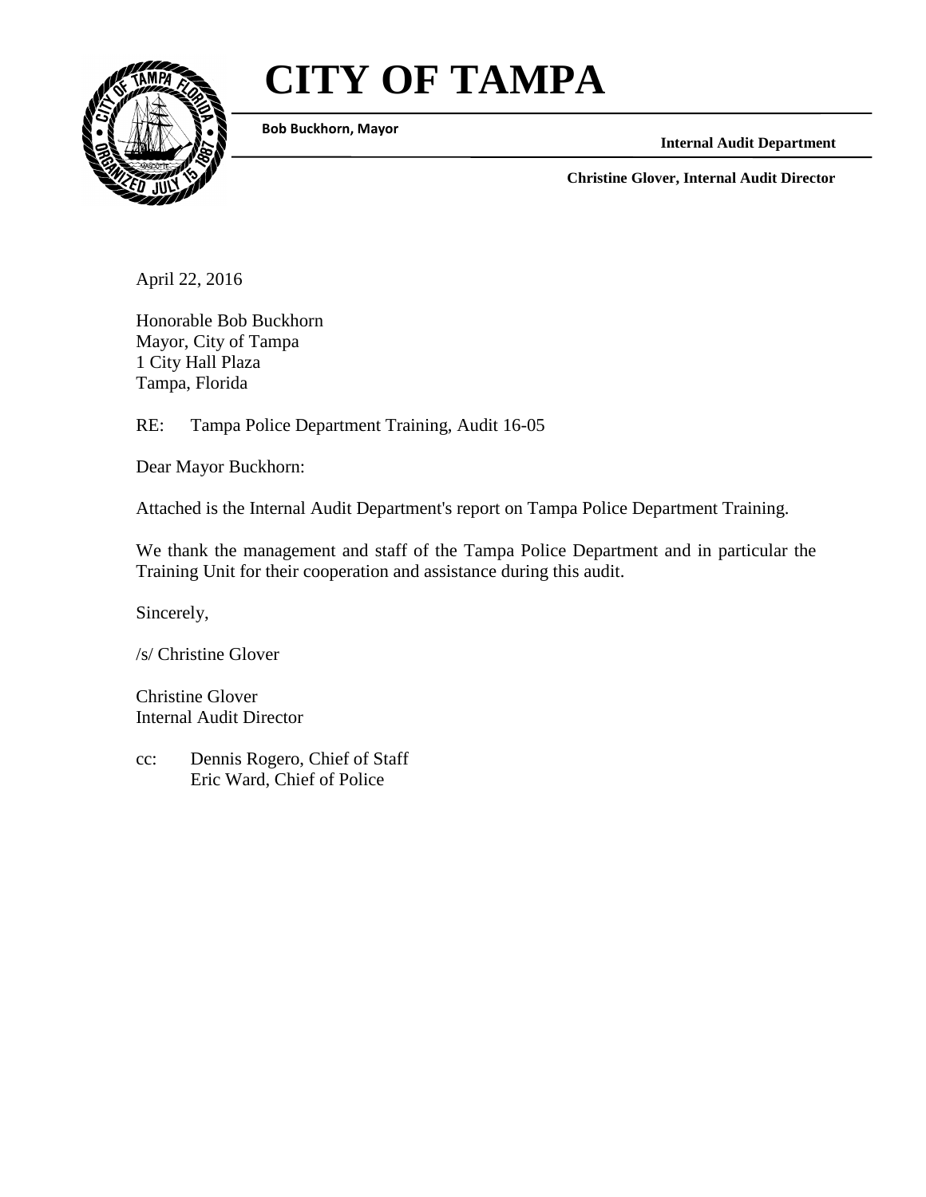# CITY OF TAMPA

**Bob Buckhorn, Mayor**

**Internal Audit Department**

**Christine Glover, Internal Audit Director**

April 22, 2016

Honorable Bob Buckhorn
Mayor, City of Tampa
1 City Hall Plaza
Tampa, Florida

RE: Tampa Police Department Training, Audit 16-05

Dear Mayor Buckhorn:

Attached is the Internal Audit Department's report on Tampa Police Department Training.

We thank the management and staff of the Tampa Police Department and in particular the Training Unit for their cooperation and assistance during this audit.

Sincerely,

/s/ Christine Glover

Christine Glover
Internal Audit Director

cc: Dennis Rogero, Chief of Staff
Eric Ward, Chief of Police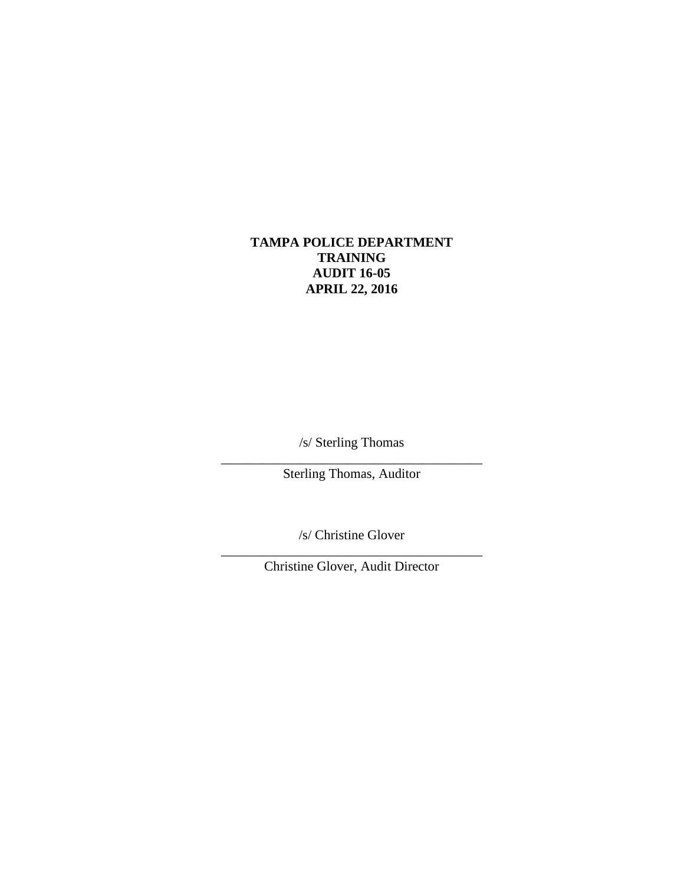**TAMPA POLICE DEPARTMENT**
**TRAINING**
**AUDIT 16-05**
**APRIL 22, 2016**

/s/ Sterling Thomas

\_\_\_\_\_\_\_\_\_\_\_\_\_\_\_\_\_\_\_\_\_\_\_\_\_\_\_\_\_\_\_\_\_\_\_\_\_\_\_\_

Sterling Thomas, Auditor

/s/ Christine Glover

\_\_\_\_\_\_\_\_\_\_\_\_\_\_\_\_\_\_\_\_\_\_\_\_\_\_\_\_\_\_\_\_\_\_\_\_\_\_\_\_

Christine Glover, Audit Director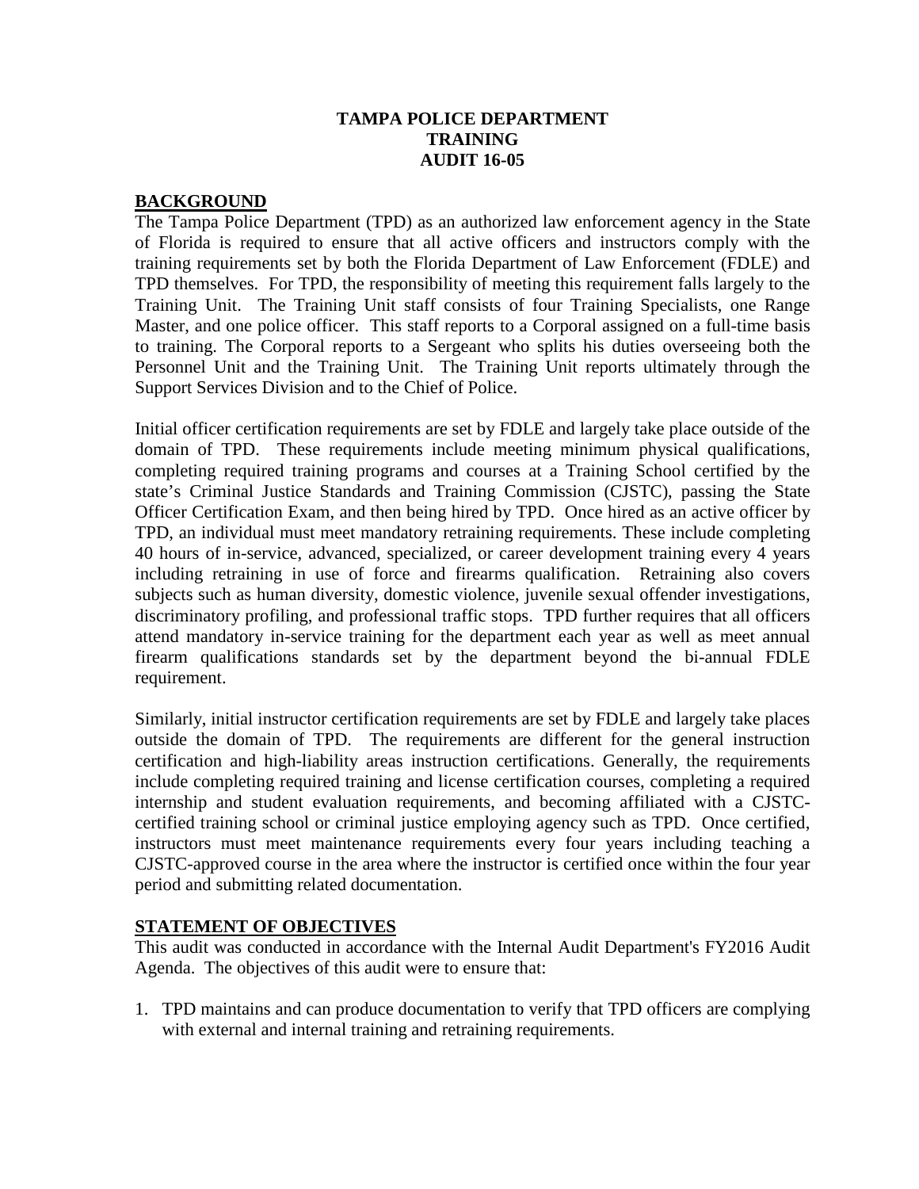# TAMPA POLICE DEPARTMENT
# TRAINING
# AUDIT 16-05

## BACKGROUND

The Tampa Police Department (TPD) as an authorized law enforcement agency in the State of Florida is required to ensure that all active officers and instructors comply with the training requirements set by both the Florida Department of Law Enforcement (FDLE) and TPD themselves. For TPD, the responsibility of meeting this requirement falls largely to the Training Unit. The Training Unit staff consists of four Training Specialists, one Range Master, and one police officer. This staff reports to a Corporal assigned on a full-time basis to training. The Corporal reports to a Sergeant who splits his duties overseeing both the Personnel Unit and the Training Unit. The Training Unit reports ultimately through the Support Services Division and to the Chief of Police.

Initial officer certification requirements are set by FDLE and largely take place outside of the domain of TPD. These requirements include meeting minimum physical qualifications, completing required training programs and courses at a Training School certified by the state's Criminal Justice Standards and Training Commission (CJSTC), passing the State Officer Certification Exam, and then being hired by TPD. Once hired as an active officer by TPD, an individual must meet mandatory retraining requirements. These include completing 40 hours of in-service, advanced, specialized, or career development training every 4 years including retraining in use of force and firearms qualification. Retraining also covers subjects such as human diversity, domestic violence, juvenile sexual offender investigations, discriminatory profiling, and professional traffic stops. TPD further requires that all officers attend mandatory in-service training for the department each year as well as meet annual firearm qualifications standards set by the department beyond the bi-annual FDLE requirement.

Similarly, initial instructor certification requirements are set by FDLE and largely take places outside the domain of TPD. The requirements are different for the general instruction certification and high-liability areas instruction certifications. Generally, the requirements include completing required training and license certification courses, completing a required internship and student evaluation requirements, and becoming affiliated with a CJSTC-certified training school or criminal justice employing agency such as TPD. Once certified, instructors must meet maintenance requirements every four years including teaching a CJSTC-approved course in the area where the instructor is certified once within the four year period and submitting related documentation.

## STATEMENT OF OBJECTIVES

This audit was conducted in accordance with the Internal Audit Department's FY2016 Audit Agenda. The objectives of this audit were to ensure that:

1. TPD maintains and can produce documentation to verify that TPD officers are complying with external and internal training and retraining requirements.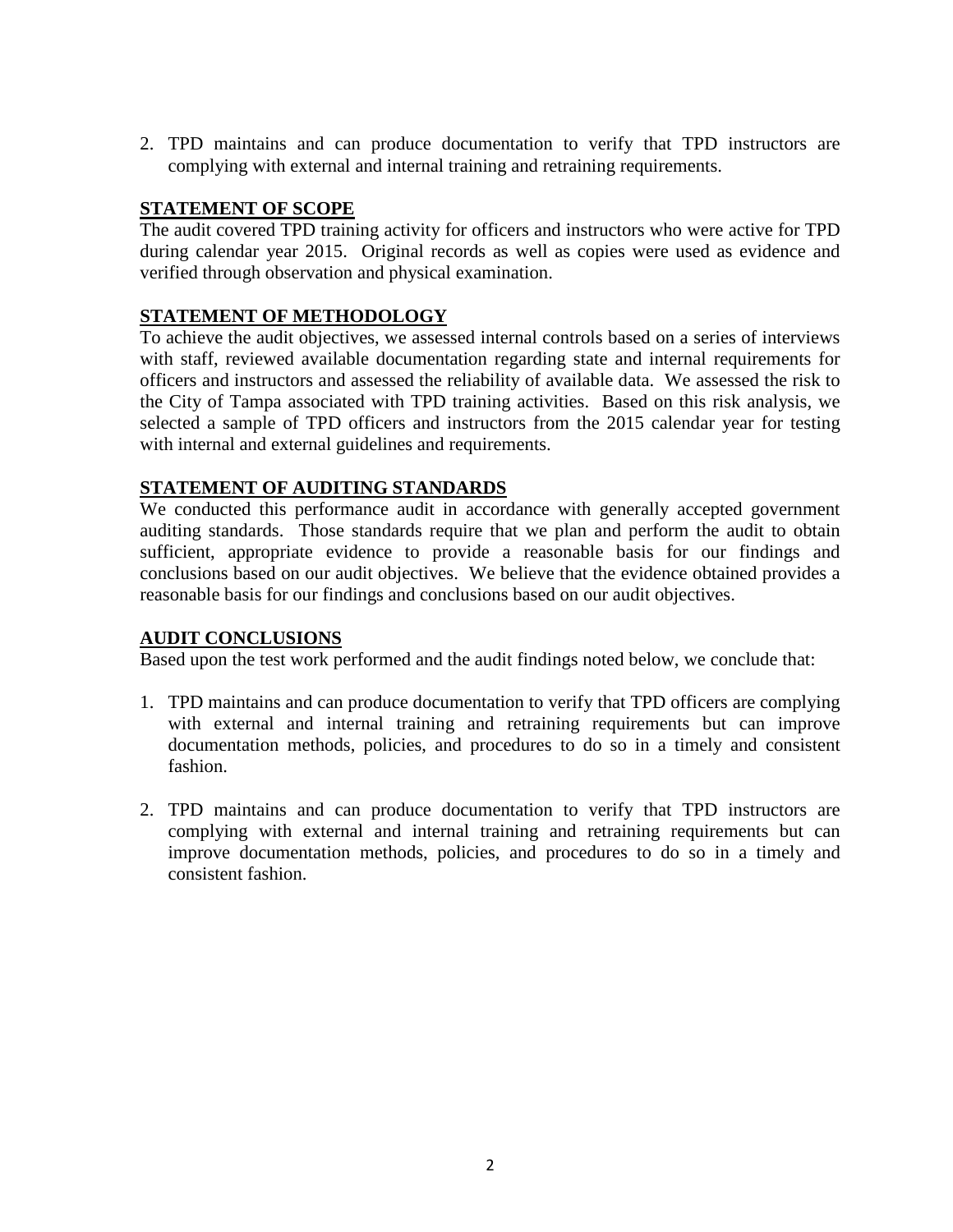2. TPD maintains and can produce documentation to verify that TPD instructors are complying with external and internal training and retraining requirements.

## STATEMENT OF SCOPE

The audit covered TPD training activity for officers and instructors who were active for TPD during calendar year 2015. Original records as well as copies were used as evidence and verified through observation and physical examination.

## STATEMENT OF METHODOLOGY

To achieve the audit objectives, we assessed internal controls based on a series of interviews with staff, reviewed available documentation regarding state and internal requirements for officers and instructors and assessed the reliability of available data. We assessed the risk to the City of Tampa associated with TPD training activities. Based on this risk analysis, we selected a sample of TPD officers and instructors from the 2015 calendar year for testing with internal and external guidelines and requirements.

## STATEMENT OF AUDITING STANDARDS

We conducted this performance audit in accordance with generally accepted government auditing standards. Those standards require that we plan and perform the audit to obtain sufficient, appropriate evidence to provide a reasonable basis for our findings and conclusions based on our audit objectives. We believe that the evidence obtained provides a reasonable basis for our findings and conclusions based on our audit objectives.

## AUDIT CONCLUSIONS

Based upon the test work performed and the audit findings noted below, we conclude that:

1. TPD maintains and can produce documentation to verify that TPD officers are complying with external and internal training and retraining requirements but can improve documentation methods, policies, and procedures to do so in a timely and consistent fashion.

2. TPD maintains and can produce documentation to verify that TPD instructors are complying with external and internal training and retraining requirements but can improve documentation methods, policies, and procedures to do so in a timely and consistent fashion.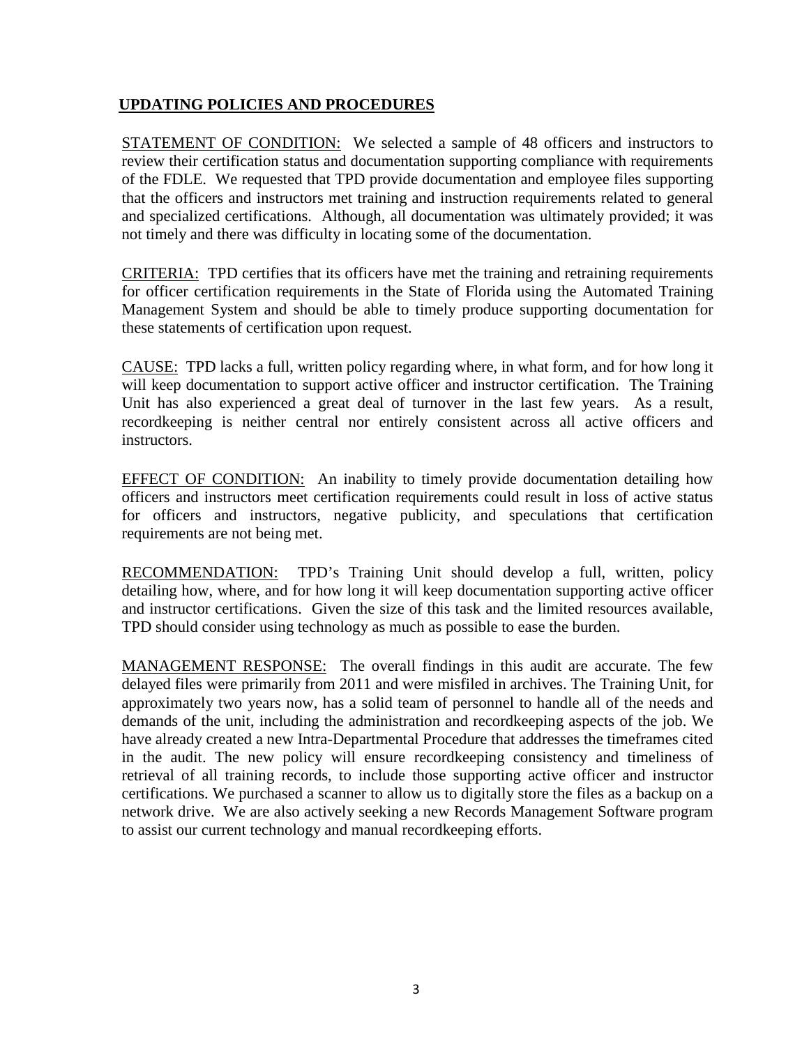## UPDATING POLICIES AND PROCEDURES

STATEMENT OF CONDITION: We selected a sample of 48 officers and instructors to review their certification status and documentation supporting compliance with requirements of the FDLE. We requested that TPD provide documentation and employee files supporting that the officers and instructors met training and instruction requirements related to general and specialized certifications. Although, all documentation was ultimately provided; it was not timely and there was difficulty in locating some of the documentation.

CRITERIA: TPD certifies that its officers have met the training and retraining requirements for officer certification requirements in the State of Florida using the Automated Training Management System and should be able to timely produce supporting documentation for these statements of certification upon request.

CAUSE: TPD lacks a full, written policy regarding where, in what form, and for how long it will keep documentation to support active officer and instructor certification. The Training Unit has also experienced a great deal of turnover in the last few years. As a result, recordkeeping is neither central nor entirely consistent across all active officers and instructors.

EFFECT OF CONDITION: An inability to timely provide documentation detailing how officers and instructors meet certification requirements could result in loss of active status for officers and instructors, negative publicity, and speculations that certification requirements are not being met.

RECOMMENDATION: TPD's Training Unit should develop a full, written, policy detailing how, where, and for how long it will keep documentation supporting active officer and instructor certifications. Given the size of this task and the limited resources available, TPD should consider using technology as much as possible to ease the burden.

MANAGEMENT RESPONSE: The overall findings in this audit are accurate. The few delayed files were primarily from 2011 and were misfiled in archives. The Training Unit, for approximately two years now, has a solid team of personnel to handle all of the needs and demands of the unit, including the administration and recordkeeping aspects of the job. We have already created a new Intra-Departmental Procedure that addresses the timeframes cited in the audit. The new policy will ensure recordkeeping consistency and timeliness of retrieval of all training records, to include those supporting active officer and instructor certifications. We purchased a scanner to allow us to digitally store the files as a backup on a network drive. We are also actively seeking a new Records Management Software program to assist our current technology and manual recordkeeping efforts.